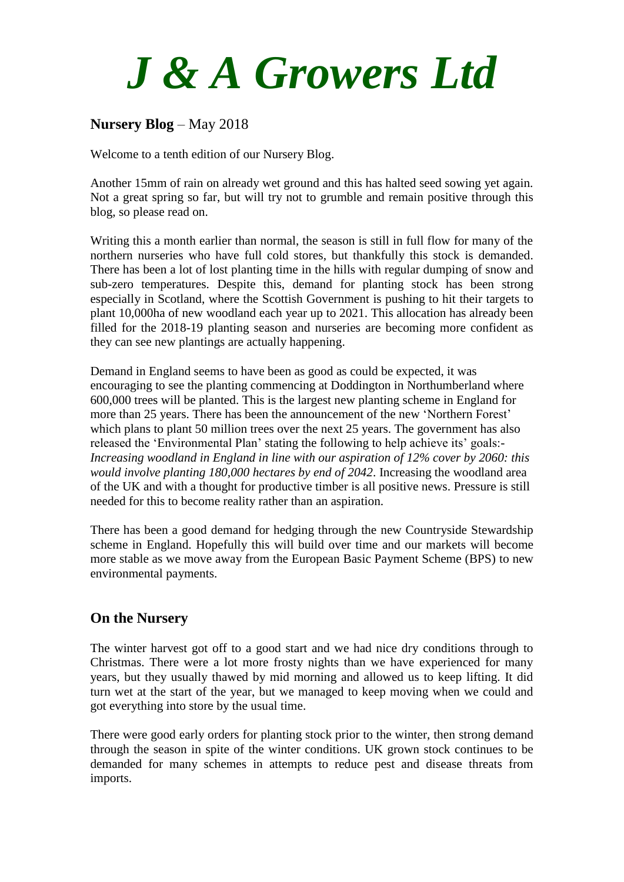# *J & A Growers Ltd*

## **Nursery Blog** – May 2018

Welcome to a tenth edition of our Nursery Blog.

Another 15mm of rain on already wet ground and this has halted seed sowing yet again. Not a great spring so far, but will try not to grumble and remain positive through this blog, so please read on.

Writing this a month earlier than normal, the season is still in full flow for many of the northern nurseries who have full cold stores, but thankfully this stock is demanded. There has been a lot of lost planting time in the hills with regular dumping of snow and sub-zero temperatures. Despite this, demand for planting stock has been strong especially in Scotland, where the Scottish Government is pushing to hit their targets to plant 10,000ha of new woodland each year up to 2021. This allocation has already been filled for the 2018-19 planting season and nurseries are becoming more confident as they can see new plantings are actually happening.

Demand in England seems to have been as good as could be expected, it was encouraging to see the planting commencing at Doddington in Northumberland where 600,000 trees will be planted. This is the largest new planting scheme in England for more than 25 years. There has been the announcement of the new 'Northern Forest' which plans to plant 50 million trees over the next 25 years. The government has also released the 'Environmental Plan' stating the following to help achieve its' goals:- *Increasing woodland in England in line with our aspiration of 12% cover by 2060: this would involve planting 180,000 hectares by end of 2042*. Increasing the woodland area of the UK and with a thought for productive timber is all positive news. Pressure is still needed for this to become reality rather than an aspiration.

There has been a good demand for hedging through the new Countryside Stewardship scheme in England. Hopefully this will build over time and our markets will become more stable as we move away from the European Basic Payment Scheme (BPS) to new environmental payments.

## On the Nursery

The winter harvest got off to a good start and we had nice dry conditions through to Christmas. There were a lot more frosty nights than we have experienced for many years, but they usually thawed by mid morning and allowed us to keep lifting. It did turn wet at the start of the year, but we managed to keep moving when we could and got everything into store by the usual time.

There were good early orders for planting stock prior to the winter, then strong demand through the season in spite of the winter conditions. UK grown stock continues to be demanded for many schemes in attempts to reduce pest and disease threats from imports.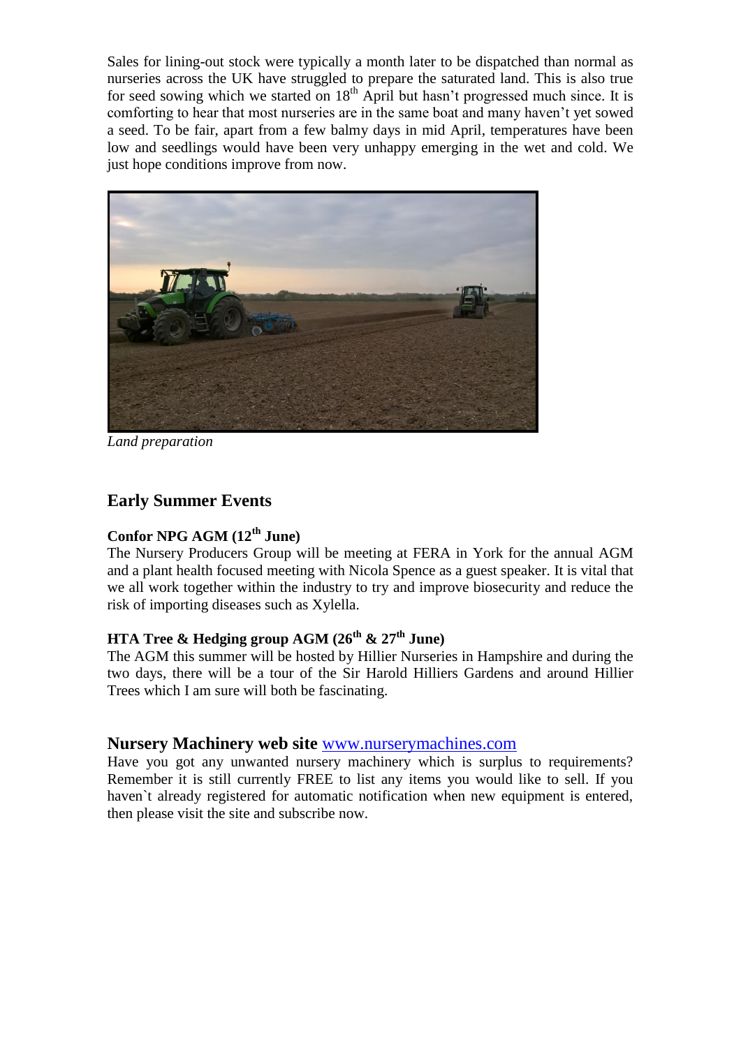Sales for lining-out stock were typically a month later to be dispatched than normal as nurseries across the UK have struggled to prepare the saturated land. This is also true for seed sowing which we started on 18th April but hasn't progressed much since. It is comforting to hear that most nurseries are in the same boat and many haven't yet sowed a seed. To be fair, apart from a few balmy days in mid April, temperatures have been low and seedlings would have been very unhappy emerging in the wet and cold. We just hope conditions improve from now.

*Land preparation*

## Early Summer Events

### Confor NPG AGM (12th June)

The Nursery Producers Group will be meeting at FERA in York for the annual AGM and a plant health focused meeting with Nicola Spence as a guest speaker. It is vital that we all work together within the industry to try and improve biosecurity and reduce the risk of importing diseases such as Xylella.

### HTA Tree & Hedging group AGM (26th & 27th June)

The AGM this summer will be hosted by Hillier Nurseries in Hampshire and during the two days, there will be a tour of the Sir Harold Hilliers Gardens and around Hillier Trees which I am sure will both be fascinating.

## Nursery Machinery web site www.nurserymachines.com

Have you got any unwanted nursery machinery which is surplus to requirements? Remember it is still currently FREE to list any items you would like to sell. If you haven`t already registered for automatic notification when new equipment is entered, then please visit the site and subscribe now.